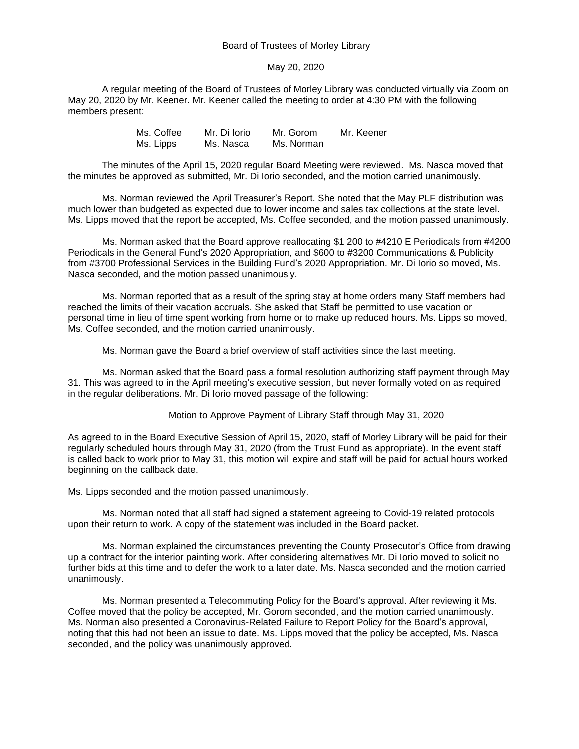Board of Trustees of Morley Library

May 20, 2020

A regular meeting of the Board of Trustees of Morley Library was conducted virtually via Zoom on May 20, 2020 by Mr. Keener. Mr. Keener called the meeting to order at 4:30 PM with the following members present:

| | | | |
|---|---|---|---|
| Ms. Coffee | Mr. Di Iorio | Mr. Gorom | Mr. Keener |
| Ms. Lipps | Ms. Nasca | Ms. Norman | |

The minutes of the April 15, 2020 regular Board Meeting were reviewed. Ms. Nasca moved that the minutes be approved as submitted, Mr. Di Iorio seconded, and the motion carried unanimously.

Ms. Norman reviewed the April Treasurer's Report. She noted that the May PLF distribution was much lower than budgeted as expected due to lower income and sales tax collections at the state level. Ms. Lipps moved that the report be accepted, Ms. Coffee seconded, and the motion passed unanimously.

Ms. Norman asked that the Board approve reallocating $1 200 to #4210 E Periodicals from #4200 Periodicals in the General Fund's 2020 Appropriation, and $600 to #3200 Communications & Publicity from #3700 Professional Services in the Building Fund's 2020 Appropriation. Mr. Di Iorio so moved, Ms. Nasca seconded, and the motion passed unanimously.

Ms. Norman reported that as a result of the spring stay at home orders many Staff members had reached the limits of their vacation accruals. She asked that Staff be permitted to use vacation or personal time in lieu of time spent working from home or to make up reduced hours. Ms. Lipps so moved, Ms. Coffee seconded, and the motion carried unanimously.

Ms. Norman gave the Board a brief overview of staff activities since the last meeting.

Ms. Norman asked that the Board pass a formal resolution authorizing staff payment through May 31. This was agreed to in the April meeting's executive session, but never formally voted on as required in the regular deliberations. Mr. Di Iorio moved passage of the following:

Motion to Approve Payment of Library Staff through May 31, 2020

As agreed to in the Board Executive Session of April 15, 2020, staff of Morley Library will be paid for their regularly scheduled hours through May 31, 2020 (from the Trust Fund as appropriate). In the event staff is called back to work prior to May 31, this motion will expire and staff will be paid for actual hours worked beginning on the callback date.

Ms. Lipps seconded and the motion passed unanimously.

Ms. Norman noted that all staff had signed a statement agreeing to Covid-19 related protocols upon their return to work. A copy of the statement was included in the Board packet.

Ms. Norman explained the circumstances preventing the County Prosecutor's Office from drawing up a contract for the interior painting work. After considering alternatives Mr. Di Iorio moved to solicit no further bids at this time and to defer the work to a later date. Ms. Nasca seconded and the motion carried unanimously.

Ms. Norman presented a Telecommuting Policy for the Board's approval. After reviewing it Ms. Coffee moved that the policy be accepted, Mr. Gorom seconded, and the motion carried unanimously. Ms. Norman also presented a Coronavirus-Related Failure to Report Policy for the Board's approval, noting that this had not been an issue to date. Ms. Lipps moved that the policy be accepted, Ms. Nasca seconded, and the policy was unanimously approved.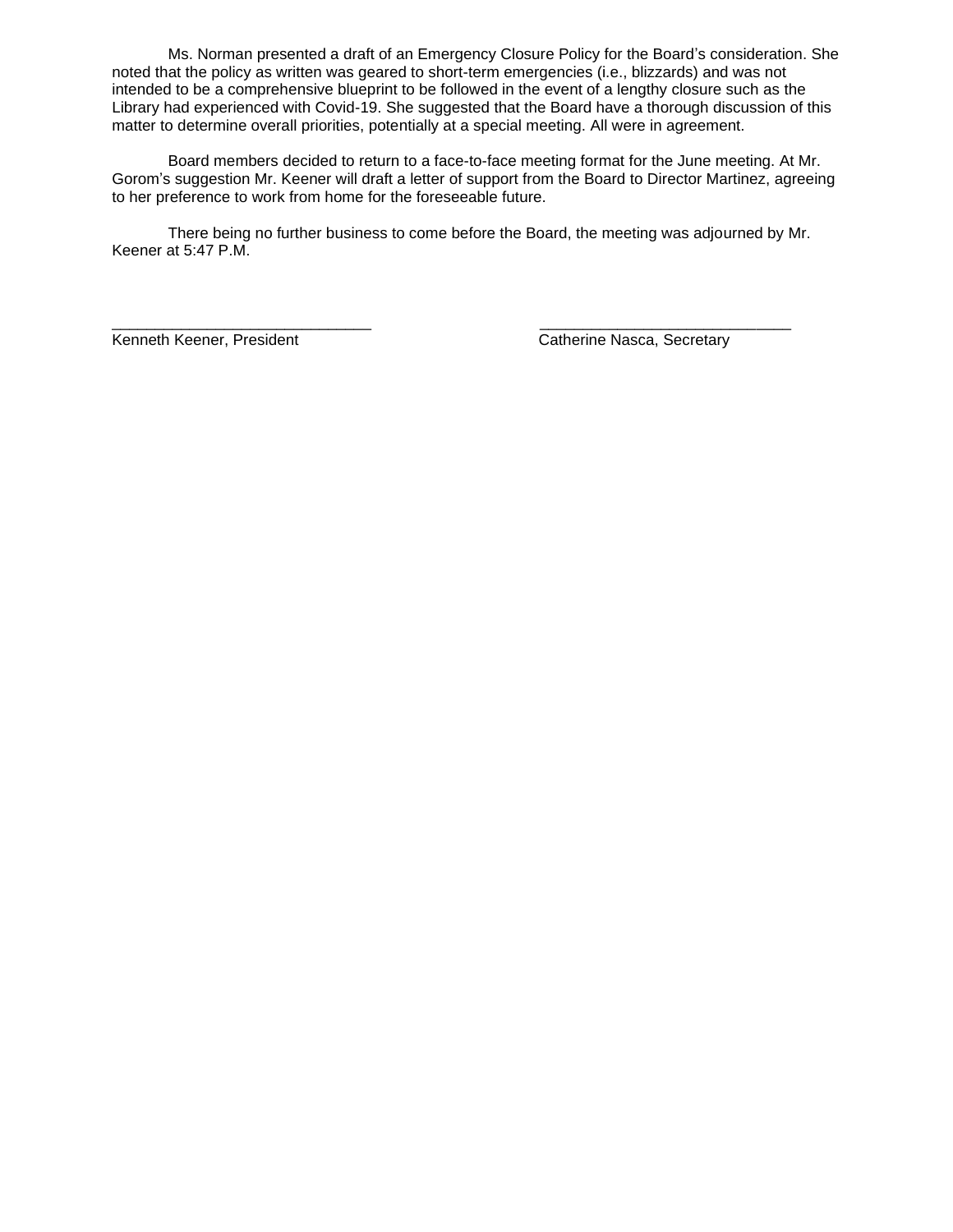Ms. Norman presented a draft of an Emergency Closure Policy for the Board's consideration. She noted that the policy as written was geared to short-term emergencies (i.e., blizzards) and was not intended to be a comprehensive blueprint to be followed in the event of a lengthy closure such as the Library had experienced with Covid-19. She suggested that the Board have a thorough discussion of this matter to determine overall priorities, potentially at a special meeting. All were in agreement.

Board members decided to return to a face-to-face meeting format for the June meeting. At Mr. Gorom's suggestion Mr. Keener will draft a letter of support from the Board to Director Martinez, agreeing to her preference to work from home for the foreseeable future.

There being no further business to come before the Board, the meeting was adjourned by Mr. Keener at 5:47 P.M.

______________________________ ______________________________
Kenneth Keener, President Catherine Nasca, Secretary